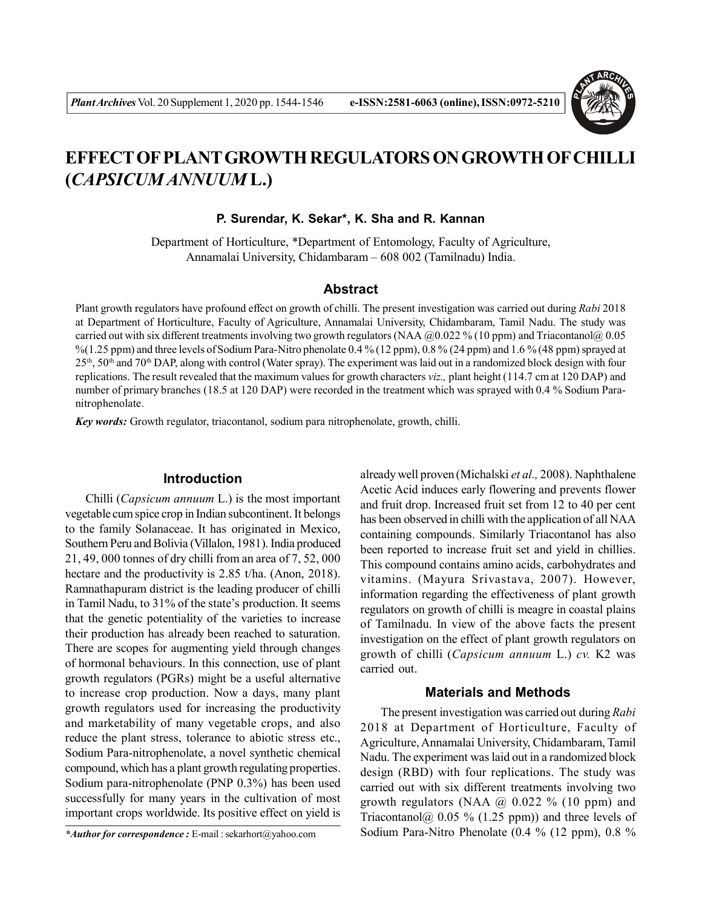# EFFECT OF PLANT GROWTH REGULATORS ON GROWTH OF CHILLI (*CAPSICUM ANNUUM* L.)

**P. Surendar, K. Sekar\*, K. Sha and R. Kannan**

Department of Horticulture, \*Department of Entomology, Faculty of Agriculture, Annamalai University, Chidambaram – 608 002 (Tamilnadu) India.

## Abstract

Plant growth regulators have profound effect on growth of chilli. The present investigation was carried out during *Rabi* 2018 at Department of Horticulture, Faculty of Agriculture, Annamalai University, Chidambaram, Tamil Nadu. The study was carried out with six different treatments involving two growth regulators (NAA @0.022 % (10 ppm) and Triacontanol@ 0.05 %(1.25 ppm) and three levels of Sodium Para-Nitro phenolate 0.4 % (12 ppm), 0.8 % (24 ppm) and 1.6 % (48 ppm) sprayed at 25th, 50th and 70th DAP, along with control (Water spray). The experiment was laid out in a randomized block design with four replications. The result revealed that the maximum values for growth characters *viz.,* plant height (114.7 cm at 120 DAP) and number of primary branches (18.5 at 120 DAP) were recorded in the treatment which was sprayed with 0.4 % Sodium Para-nitrophenolate.

***Key words:*** Growth regulator, triacontanol, sodium para nitrophenolate, growth, chilli.

## Introduction

Chilli (*Capsicum annuum* L.) is the most important vegetable cum spice crop in Indian subcontinent. It belongs to the family Solanaceae. It has originated in Mexico, Southern Peru and Bolivia (Villalon, 1981). India produced 21, 49, 000 tonnes of dry chilli from an area of 7, 52, 000 hectare and the productivity is 2.85 t/ha. (Anon, 2018). Ramnathapuram district is the leading producer of chilli in Tamil Nadu, to 31% of the state's production. It seems that the genetic potentiality of the varieties to increase their production has already been reached to saturation. There are scopes for augmenting yield through changes of hormonal behaviours. In this connection, use of plant growth regulators (PGRs) might be a useful alternative to increase crop production. Now a days, many plant growth regulators used for increasing the productivity and marketability of many vegetable crops, and also reduce the plant stress, tolerance to abiotic stress etc., Sodium Para-nitrophenolate, a novel synthetic chemical compound, which has a plant growth regulating properties. Sodium para-nitrophenolate (PNP 0.3%) has been used successfully for many years in the cultivation of most important crops worldwide. Its positive effect on yield is already well proven (Michalski *et al.,* 2008). Naphthalene Acetic Acid induces early flowering and prevents flower and fruit drop. Increased fruit set from 12 to 40 per cent has been observed in chilli with the application of all NAA containing compounds. Similarly Triacontanol has also been reported to increase fruit set and yield in chillies. This compound contains amino acids, carbohydrates and vitamins. (Mayura Srivastava, 2007). However, information regarding the effectiveness of plant growth regulators on growth of chilli is meagre in coastal plains of Tamilnadu. In view of the above facts the present investigation on the effect of plant growth regulators on growth of chilli (*Capsicum annuum* L.) *cv.* K2 was carried out.

## Materials and Methods

The present investigation was carried out during *Rabi* 2018 at Department of Horticulture, Faculty of Agriculture, Annamalai University, Chidambaram, Tamil Nadu. The experiment was laid out in a randomized block design (RBD) with four replications. The study was carried out with six different treatments involving two growth regulators (NAA @ 0.022 % (10 ppm) and Triacontanol@ 0.05 % (1.25 ppm)) and three levels of Sodium Para-Nitro Phenolate (0.4 % (12 ppm), 0.8 %

***\*Author for correspondence :*** E-mail : sekarhort@yahoo.com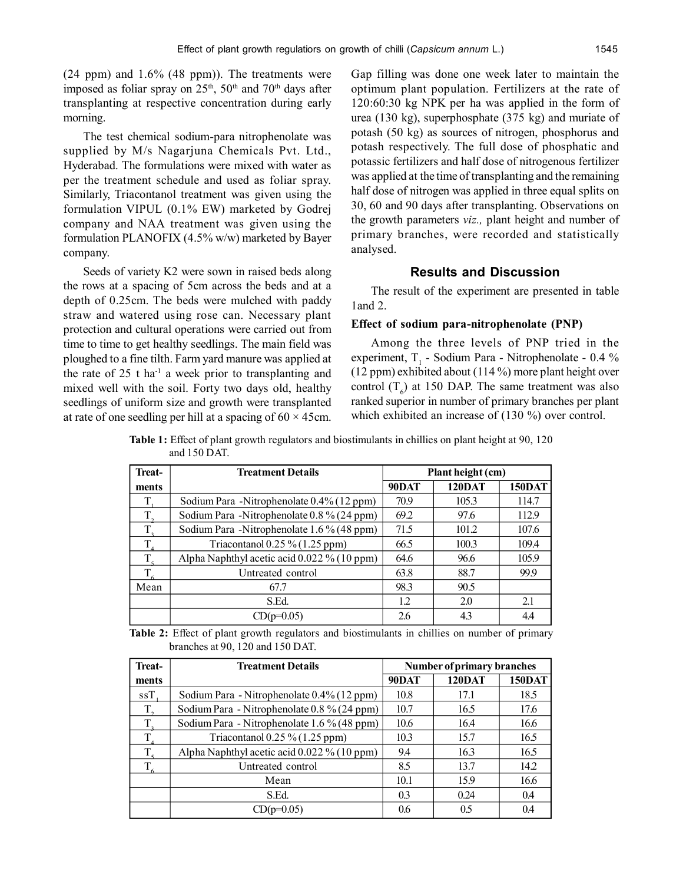(24 ppm) and 1.6% (48 ppm)). The treatments were imposed as foliar spray on 25[th], 50[th] and 70[th] days after transplanting at respective concentration during early morning.

The test chemical sodium-para nitrophenolate was supplied by M/s Nagarjuna Chemicals Pvt. Ltd., Hyderabad. The formulations were mixed with water as per the treatment schedule and used as foliar spray. Similarly, Triacontanol treatment was given using the formulation VIPUL (0.1% EW) marketed by Godrej company and NAA treatment was given using the formulation PLANOFIX (4.5% w/w) marketed by Bayer company.

Seeds of variety K2 were sown in raised beds along the rows at a spacing of 5cm across the beds and at a depth of 0.25cm. The beds were mulched with paddy straw and watered using rose can. Necessary plant protection and cultural operations were carried out from time to time to get healthy seedlings. The main field was ploughed to a fine tilth. Farm yard manure was applied at the rate of 25 t $ha^{-1}$ a week prior to transplanting and mixed well with the soil. Forty two days old, healthy seedlings of uniform size and growth were transplanted at rate of one seedling per hill at a spacing of 60 × 45cm. Gap filling was done one week later to maintain the optimum plant population. Fertilizers at the rate of 120:60:30 kg NPK per ha was applied in the form of urea (130 kg), superphosphate (375 kg) and muriate of potash (50 kg) as sources of nitrogen, phosphorus and potash respectively. The full dose of phosphatic and potassic fertilizers and half dose of nitrogenous fertilizer was applied at the time of transplanting and the remaining half dose of nitrogen was applied in three equal splits on 30, 60 and 90 days after transplanting. Observations on the growth parameters *viz.,* plant height and number of primary branches, were recorded and statistically analysed.

## Results and Discussion

The result of the experiment are presented in table 1and 2.

### Effect of sodium para-nitrophenolate (PNP)

Among the three levels of PNP tried in the experiment, $T_1$ - Sodium Para - Nitrophenolate - 0.4 % (12 ppm) exhibited about (114 %) more plant height over control ($T_6$) at 150 DAP. The same treatment was also ranked superior in number of primary branches per plant which exhibited an increase of (130 %) over control.

**Table 1:** Effect of plant growth regulators and biostimulants in chillies on plant height at 90, 120 and 150 DAT.

| Treat-ments | Treatment Details | Plant height (cm) | | |
|---|---|---|---|---|
| | | 90DAT | 120DAT | 150DAT |
| $T_1$ | Sodium Para -Nitrophenolate 0.4% (12 ppm) | 70.9 | 105.3 | 114.7 |
| $T_2$ | Sodium Para -Nitrophenolate 0.8 % (24 ppm) | 69.2 | 97.6 | 112.9 |
| $T_3$ | Sodium Para -Nitrophenolate 1.6 % (48 ppm) | 71.5 | 101.2 | 107.6 |
| $T_4$ | Triacontanol 0.25 % (1.25 ppm) | 66.5 | 100.3 | 109.4 |
| $T_5$ | Alpha Naphthyl acetic acid 0.022 % (10 ppm) | 64.6 | 96.6 | 105.9 |
| $T_6$ | Untreated control | 63.8 | 88.7 | 99.9 |
| Mean | 67.7 | 98.3 | 90.5 | |
| | S.Ed. | 1.2 | 2.0 | 2.1 |
| | CD(p=0.05) | 2.6 | 4.3 | 4.4 |

**Table 2:** Effect of plant growth regulators and biostimulants in chillies on number of primary branches at 90, 120 and 150 DAT.

| Treat-ments | Treatment Details | Number of primary branches | | |
|---|---|---|---|---|
| | | 90DAT | 120DAT | 150DAT |
| ss$T_1$ | Sodium Para - Nitrophenolate 0.4% (12 ppm) | 10.8 | 17.1 | 18.5 |
| $T_2$ | Sodium Para - Nitrophenolate 0.8 % (24 ppm) | 10.7 | 16.5 | 17.6 |
| $T_3$ | Sodium Para - Nitrophenolate 1.6 % (48 ppm) | 10.6 | 16.4 | 16.6 |
| $T_4$ | Triacontanol 0.25 % (1.25 ppm) | 10.3 | 15.7 | 16.5 |
| $T_5$ | Alpha Naphthyl acetic acid 0.022 % (10 ppm) | 9.4 | 16.3 | 16.5 |
| $T_6$ | Untreated control | 8.5 | 13.7 | 14.2 |
| | Mean | 10.1 | 15.9 | 16.6 |
| | S.Ed. | 0.3 | 0.24 | 0.4 |
| | CD(p=0.05) | 0.6 | 0.5 | 0.4 |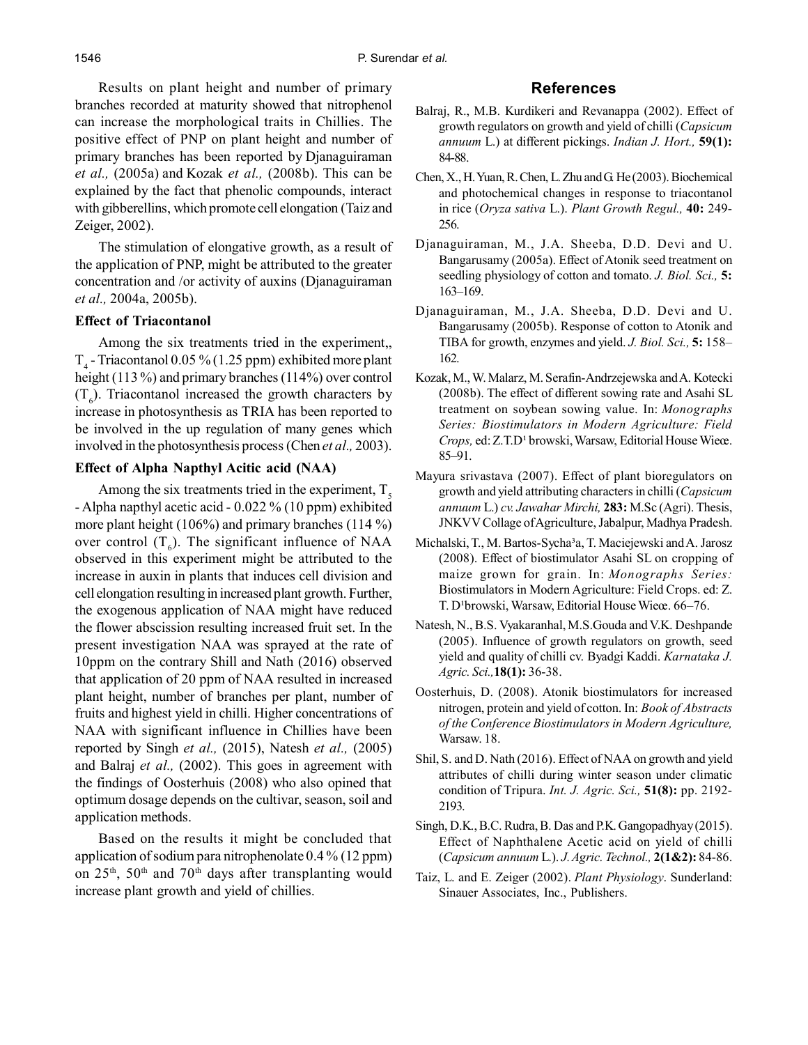Results on plant height and number of primary branches recorded at maturity showed that nitrophenol can increase the morphological traits in Chillies. The positive effect of PNP on plant height and number of primary branches has been reported by Djanaguiraman *et al.,* (2005a) and Kozak *et al.,* (2008b). This can be explained by the fact that phenolic compounds, interact with gibberellins, which promote cell elongation (Taiz and Zeiger, 2002).

The stimulation of elongative growth, as a result of the application of PNP, might be attributed to the greater concentration and /or activity of auxins (Djanaguiraman *et al.,* 2004a, 2005b).

**Effect of Triacontanol**

Among the six treatments tried in the experiment,, $T_4$ - Triacontanol 0.05 % (1.25 ppm) exhibited more plant height (113 %) and primary branches (114%) over control ($T_6$). Triacontanol increased the growth characters by increase in photosynthesis as TRIA has been reported to be involved in the up regulation of many genes which involved in the photosynthesis process (Chen *et al.,* 2003).

**Effect of Alpha Napthyl Acitic acid (NAA)**

Among the six treatments tried in the experiment, $T_5$ - Alpha napthyl acetic acid - 0.022 % (10 ppm) exhibited more plant height (106%) and primary branches (114 %) over control ($T_6$). The significant influence of NAA observed in this experiment might be attributed to the increase in auxin in plants that induces cell division and cell elongation resulting in increased plant growth. Further, the exogenous application of NAA might have reduced the flower abscission resulting increased fruit set. In the present investigation NAA was sprayed at the rate of 10ppm on the contrary Shill and Nath (2016) observed that application of 20 ppm of NAA resulted in increased plant height, number of branches per plant, number of fruits and highest yield in chilli. Higher concentrations of NAA with significant influence in Chillies have been reported by Singh *et al.,* (2015), Natesh *et al.,* (2005) and Balraj *et al.,* (2002). This goes in agreement with the findings of Oosterhuis (2008) who also opined that optimum dosage depends on the cultivar, season, soil and application methods.

Based on the results it might be concluded that application of sodium para nitrophenolate 0.4 % (12 ppm) on 25th, 50th and 70th days after transplanting would increase plant growth and yield of chillies.

## References

Balraj, R., M.B. Kurdikeri and Revanappa (2002). Effect of growth regulators on growth and yield of chilli (*Capsicum annuum* L.) at different pickings. *Indian J. Hort.,* **59(1):** 84-88.

Chen, X., H. Yuan, R. Chen, L. Zhu and G. He (2003). Biochemical and photochemical changes in response to triacontanol in rice (*Oryza sativa* L.). *Plant Growth Regul.,* **40:** 249-256.

Djanaguiraman, M., J.A. Sheeba, D.D. Devi and U. Bangarusamy (2005a). Effect of Atonik seed treatment on seedling physiology of cotton and tomato. *J. Biol. Sci.,* **5:** 163–169.

Djanaguiraman, M., J.A. Sheeba, D.D. Devi and U. Bangarusamy (2005b). Response of cotton to Atonik and TIBA for growth, enzymes and yield. *J. Biol. Sci.,* **5:** 158–162.

Kozak, M., W. Malarz, M. Serafin-Andrzejewska and A. Kotecki (2008b). The effect of different sowing rate and Asahi SL treatment on soybean sowing value. In: *Monographs Series: Biostimulators in Modern Agriculture: Field Crops,* ed: Z.T.D¹ browski, Warsaw, Editorial House Wieœ. 85–91.

Mayura srivastava (2007). Effect of plant bioregulators on growth and yield attributing characters in chilli (*Capsicum annuum* L.) *cv. Jawahar Mirchi,* **283:** M.Sc (Agri). Thesis, JNKVV Collage of Agriculture, Jabalpur, Madhya Pradesh.

Michalski, T., M. Bartos-Sycha³a, T. Maciejewski and A. Jarosz (2008). Effect of biostimulator Asahi SL on cropping of maize grown for grain. In: *Monographs Series:* Biostimulators in Modern Agriculture: Field Crops. ed: Z. T. D¹browski, Warsaw, Editorial House Wieœ. 66–76.

Natesh, N., B.S. Vyakaranhal, M.S.Gouda and V.K. Deshpande (2005). Influence of growth regulators on growth, seed yield and quality of chilli cv. Byadgi Kaddi. *Karnataka J. Agric. Sci.,* **18(1):** 36-38.

Oosterhuis, D. (2008). Atonik biostimulators for increased nitrogen, protein and yield of cotton. In: *Book of Abstracts of the Conference Biostimulators in Modern Agriculture,* Warsaw. 18.

Shil, S. and D. Nath (2016). Effect of NAA on growth and yield attributes of chilli during winter season under climatic condition of Tripura. *Int. J. Agric. Sci.,* **51(8):** pp. 2192-2193.

Singh, D.K., B.C. Rudra, B. Das and P.K. Gangopadhyay (2015). Effect of Naphthalene Acetic acid on yield of chilli (*Capsicum annuum* L.). *J. Agric. Technol.,* **2(1&2):** 84-86.

Taiz, L. and E. Zeiger (2002). *Plant Physiology*. Sunderland: Sinauer Associates, Inc., Publishers.